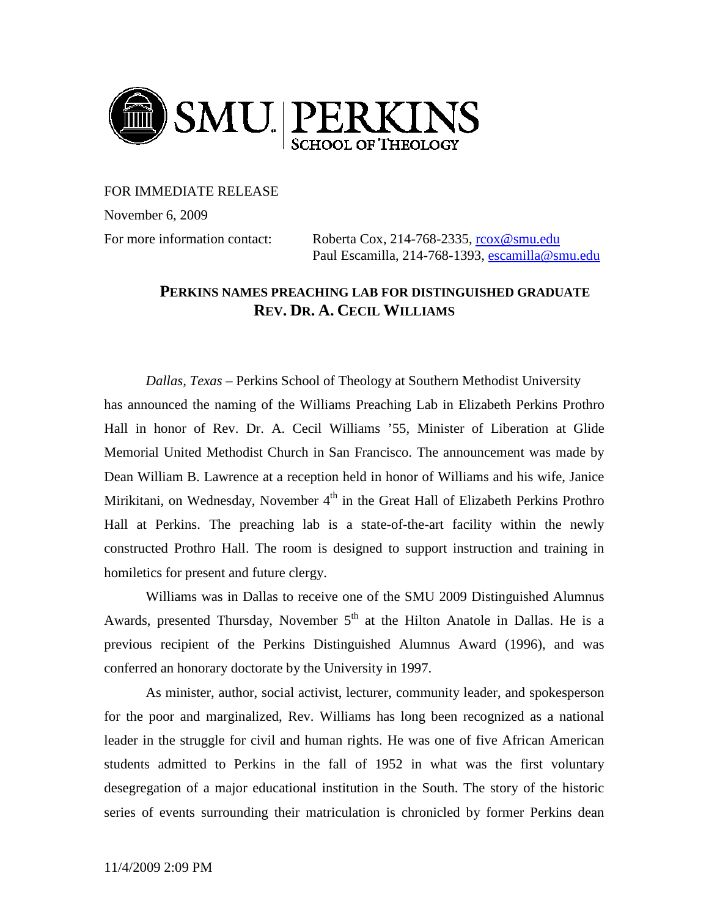SMU | PERKINS SCHOOL OF THEOLOGY

FOR IMMEDIATE RELEASE

November 6, 2009

For more information contact: Roberta Cox, 214-768-2335, rcox@smu.edu
Paul Escamilla, 214-768-1393, escamilla@smu.edu

## PERKINS NAMES PREACHING LAB FOR DISTINGUISHED GRADUATE REV. DR. A. CECIL WILLIAMS

*Dallas, Texas* – Perkins School of Theology at Southern Methodist University has announced the naming of the Williams Preaching Lab in Elizabeth Perkins Prothro Hall in honor of Rev. Dr. A. Cecil Williams '55, Minister of Liberation at Glide Memorial United Methodist Church in San Francisco. The announcement was made by Dean William B. Lawrence at a reception held in honor of Williams and his wife, Janice Mirikitani, on Wednesday, November 4th in the Great Hall of Elizabeth Perkins Prothro Hall at Perkins. The preaching lab is a state-of-the-art facility within the newly constructed Prothro Hall. The room is designed to support instruction and training in homiletics for present and future clergy.

Williams was in Dallas to receive one of the SMU 2009 Distinguished Alumnus Awards, presented Thursday, November 5th at the Hilton Anatole in Dallas. He is a previous recipient of the Perkins Distinguished Alumnus Award (1996), and was conferred an honorary doctorate by the University in 1997.

As minister, author, social activist, lecturer, community leader, and spokesperson for the poor and marginalized, Rev. Williams has long been recognized as a national leader in the struggle for civil and human rights. He was one of five African American students admitted to Perkins in the fall of 1952 in what was the first voluntary desegregation of a major educational institution in the South. The story of the historic series of events surrounding their matriculation is chronicled by former Perkins dean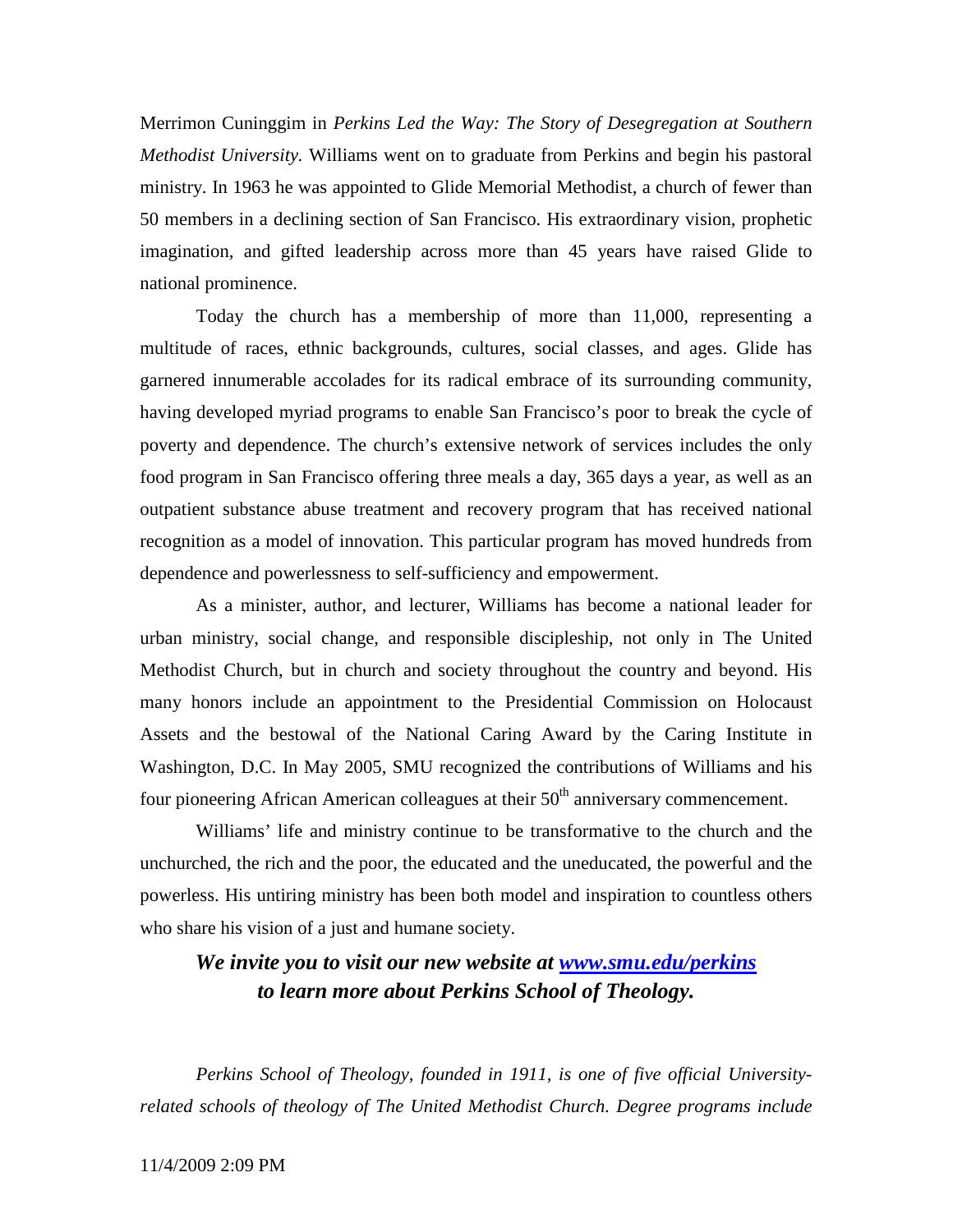Merrimon Cuninggim in *Perkins Led the Way: The Story of Desegregation at Southern Methodist University.* Williams went on to graduate from Perkins and begin his pastoral ministry. In 1963 he was appointed to Glide Memorial Methodist, a church of fewer than 50 members in a declining section of San Francisco. His extraordinary vision, prophetic imagination, and gifted leadership across more than 45 years have raised Glide to national prominence.

Today the church has a membership of more than 11,000, representing a multitude of races, ethnic backgrounds, cultures, social classes, and ages. Glide has garnered innumerable accolades for its radical embrace of its surrounding community, having developed myriad programs to enable San Francisco's poor to break the cycle of poverty and dependence. The church's extensive network of services includes the only food program in San Francisco offering three meals a day, 365 days a year, as well as an outpatient substance abuse treatment and recovery program that has received national recognition as a model of innovation. This particular program has moved hundreds from dependence and powerlessness to self-sufficiency and empowerment.

As a minister, author, and lecturer, Williams has become a national leader for urban ministry, social change, and responsible discipleship, not only in The United Methodist Church, but in church and society throughout the country and beyond. His many honors include an appointment to the Presidential Commission on Holocaust Assets and the bestowal of the National Caring Award by the Caring Institute in Washington, D.C. In May 2005, SMU recognized the contributions of Williams and his four pioneering African American colleagues at their 50th anniversary commencement.

Williams' life and ministry continue to be transformative to the church and the unchurched, the rich and the poor, the educated and the uneducated, the powerful and the powerless. His untiring ministry has been both model and inspiration to countless others who share his vision of a just and humane society.

***We invite you to visit our new website at [www.smu.edu/perkins](http://www.smu.edu/perkins) to learn more about Perkins School of Theology.***

*Perkins School of Theology, founded in 1911, is one of five official University-related schools of theology of The United Methodist Church. Degree programs include*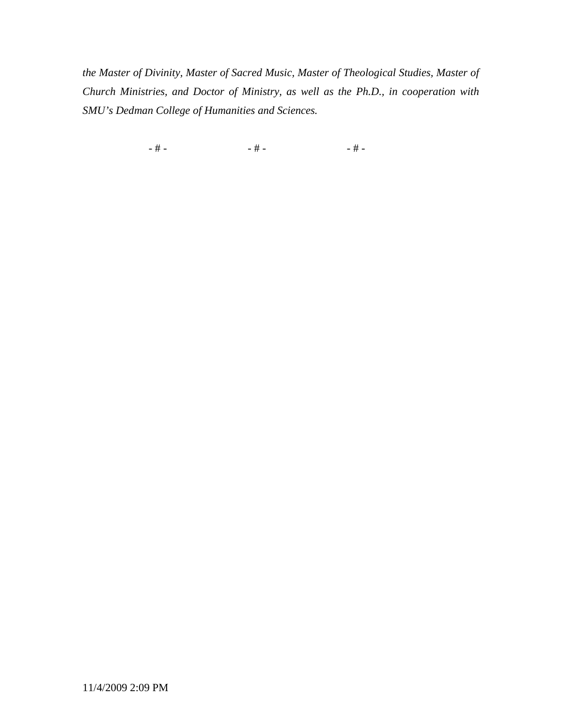*the Master of Divinity, Master of Sacred Music, Master of Theological Studies, Master of Church Ministries, and Doctor of Ministry, as well as the Ph.D., in cooperation with SMU's Dedman College of Humanities and Sciences.*

- # - - # - - # -